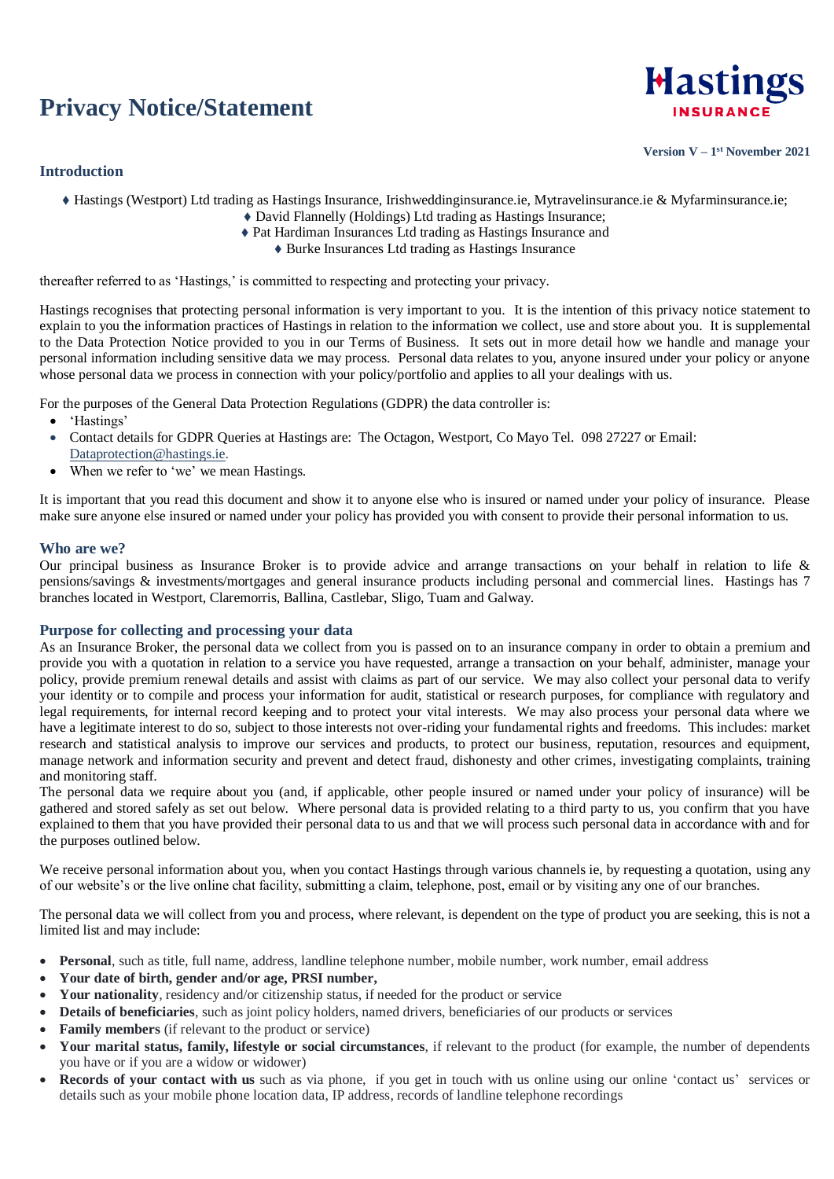# Privacy Notice/Statement

Hastings INSURANCE

**Version V – 1st November 2021**

## Introduction

♦ Hastings (Westport) Ltd trading as Hastings Insurance, Irishweddinginsurance.ie, Mytravelinsurance.ie & Myfarminsurance.ie;
♦ David Flannelly (Holdings) Ltd trading as Hastings Insurance;
♦ Pat Hardiman Insurances Ltd trading as Hastings Insurance and
♦ Burke Insurances Ltd trading as Hastings Insurance

thereafter referred to as 'Hastings,' is committed to respecting and protecting your privacy.

Hastings recognises that protecting personal information is very important to you. It is the intention of this privacy notice statement to explain to you the information practices of Hastings in relation to the information we collect, use and store about you. It is supplemental to the Data Protection Notice provided to you in our Terms of Business. It sets out in more detail how we handle and manage your personal information including sensitive data we may process. Personal data relates to you, anyone insured under your policy or anyone whose personal data we process in connection with your policy/portfolio and applies to all your dealings with us.

For the purposes of the General Data Protection Regulations (GDPR) the data controller is:

- 'Hastings'
- Contact details for GDPR Queries at Hastings are: The Octagon, Westport, Co Mayo Tel. 098 27227 or Email: Dataprotection@hastings.ie.
- When we refer to 'we' we mean Hastings.

It is important that you read this document and show it to anyone else who is insured or named under your policy of insurance. Please make sure anyone else insured or named under your policy has provided you with consent to provide their personal information to us.

## Who are we?

Our principal business as Insurance Broker is to provide advice and arrange transactions on your behalf in relation to life & pensions/savings & investments/mortgages and general insurance products including personal and commercial lines. Hastings has 7 branches located in Westport, Claremorris, Ballina, Castlebar, Sligo, Tuam and Galway.

## Purpose for collecting and processing your data

As an Insurance Broker, the personal data we collect from you is passed on to an insurance company in order to obtain a premium and provide you with a quotation in relation to a service you have requested, arrange a transaction on your behalf, administer, manage your policy, provide premium renewal details and assist with claims as part of our service. We may also collect your personal data to verify your identity or to compile and process your information for audit, statistical or research purposes, for compliance with regulatory and legal requirements, for internal record keeping and to protect your vital interests. We may also process your personal data where we have a legitimate interest to do so, subject to those interests not over-riding your fundamental rights and freedoms. This includes: market research and statistical analysis to improve our services and products, to protect our business, reputation, resources and equipment, manage network and information security and prevent and detect fraud, dishonesty and other crimes, investigating complaints, training and monitoring staff.

The personal data we require about you (and, if applicable, other people insured or named under your policy of insurance) will be gathered and stored safely as set out below. Where personal data is provided relating to a third party to us, you confirm that you have explained to them that you have provided their personal data to us and that we will process such personal data in accordance with and for the purposes outlined below.

We receive personal information about you, when you contact Hastings through various channels ie, by requesting a quotation, using any of our website's or the live online chat facility, submitting a claim, telephone, post, email or by visiting any one of our branches.

The personal data we will collect from you and process, where relevant, is dependent on the type of product you are seeking, this is not a limited list and may include:

- **Personal**, such as title, full name, address, landline telephone number, mobile number, work number, email address
- **Your date of birth, gender and/or age, PRSI number,**
- **Your nationality**, residency and/or citizenship status, if needed for the product or service
- **Details of beneficiaries**, such as joint policy holders, named drivers, beneficiaries of our products or services
- **Family members** (if relevant to the product or service)
- **Your marital status, family, lifestyle or social circumstances**, if relevant to the product (for example, the number of dependents you have or if you are a widow or widower)
- **Records of your contact with us** such as via phone, if you get in touch with us online using our online 'contact us' services or details such as your mobile phone location data, IP address, records of landline telephone recordings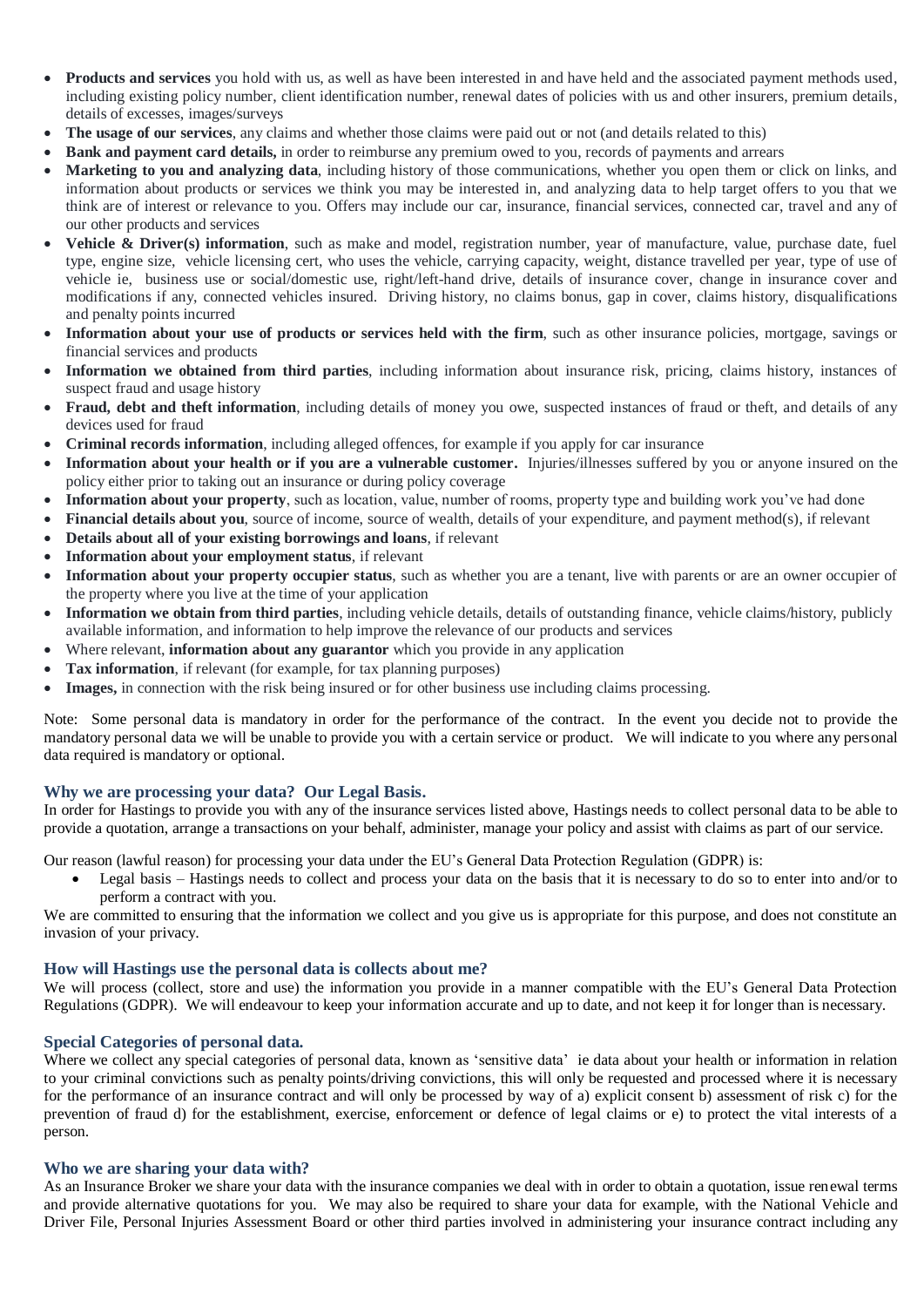- **Products and services** you hold with us, as well as have been interested in and have held and the associated payment methods used, including existing policy number, client identification number, renewal dates of policies with us and other insurers, premium details, details of excesses, images/surveys
- **The usage of our services**, any claims and whether those claims were paid out or not (and details related to this)
- **Bank and payment card details,** in order to reimburse any premium owed to you, records of payments and arrears
- **Marketing to you and analyzing data**, including history of those communications, whether you open them or click on links, and information about products or services we think you may be interested in, and analyzing data to help target offers to you that we think are of interest or relevance to you. Offers may include our car, insurance, financial services, connected car, travel and any of our other products and services
- **Vehicle & Driver(s) information**, such as make and model, registration number, year of manufacture, value, purchase date, fuel type, engine size, vehicle licensing cert, who uses the vehicle, carrying capacity, weight, distance travelled per year, type of use of vehicle ie, business use or social/domestic use, right/left-hand drive, details of insurance cover, change in insurance cover and modifications if any, connected vehicles insured. Driving history, no claims bonus, gap in cover, claims history, disqualifications and penalty points incurred
- **Information about your use of products or services held with the firm**, such as other insurance policies, mortgage, savings or financial services and products
- **Information we obtained from third parties**, including information about insurance risk, pricing, claims history, instances of suspect fraud and usage history
- **Fraud, debt and theft information**, including details of money you owe, suspected instances of fraud or theft, and details of any devices used for fraud
- **Criminal records information**, including alleged offences, for example if you apply for car insurance
- **Information about your health or if you are a vulnerable customer.** Injuries/illnesses suffered by you or anyone insured on the policy either prior to taking out an insurance or during policy coverage
- **Information about your property**, such as location, value, number of rooms, property type and building work you've had done
- **Financial details about you**, source of income, source of wealth, details of your expenditure, and payment method(s), if relevant
- **Details about all of your existing borrowings and loans**, if relevant
- **Information about your employment status**, if relevant
- **Information about your property occupier status**, such as whether you are a tenant, live with parents or are an owner occupier of the property where you live at the time of your application
- **Information we obtain from third parties**, including vehicle details, details of outstanding finance, vehicle claims/history, publicly available information, and information to help improve the relevance of our products and services
- Where relevant, **information about any guarantor** which you provide in any application
- **Tax information**, if relevant (for example, for tax planning purposes)
- **Images,** in connection with the risk being insured or for other business use including claims processing.

Note: Some personal data is mandatory in order for the performance of the contract. In the event you decide not to provide the mandatory personal data we will be unable to provide you with a certain service or product. We will indicate to you where any personal data required is mandatory or optional.

### Why we are processing your data? Our Legal Basis.

In order for Hastings to provide you with any of the insurance services listed above, Hastings needs to collect personal data to be able to provide a quotation, arrange a transactions on your behalf, administer, manage your policy and assist with claims as part of our service.

Our reason (lawful reason) for processing your data under the EU's General Data Protection Regulation (GDPR) is:

- Legal basis – Hastings needs to collect and process your data on the basis that it is necessary to do so to enter into and/or to perform a contract with you.

We are committed to ensuring that the information we collect and you give us is appropriate for this purpose, and does not constitute an invasion of your privacy.

### How will Hastings use the personal data is collects about me?

We will process (collect, store and use) the information you provide in a manner compatible with the EU's General Data Protection Regulations (GDPR). We will endeavour to keep your information accurate and up to date, and not keep it for longer than is necessary.

### Special Categories of personal data.

Where we collect any special categories of personal data, known as 'sensitive data' ie data about your health or information in relation to your criminal convictions such as penalty points/driving convictions, this will only be requested and processed where it is necessary for the performance of an insurance contract and will only be processed by way of a) explicit consent b) assessment of risk c) for the prevention of fraud d) for the establishment, exercise, enforcement or defence of legal claims or e) to protect the vital interests of a person.

### Who we are sharing your data with?

As an Insurance Broker we share your data with the insurance companies we deal with in order to obtain a quotation, issue renewal terms and provide alternative quotations for you. We may also be required to share your data for example, with the National Vehicle and Driver File, Personal Injuries Assessment Board or other third parties involved in administering your insurance contract including any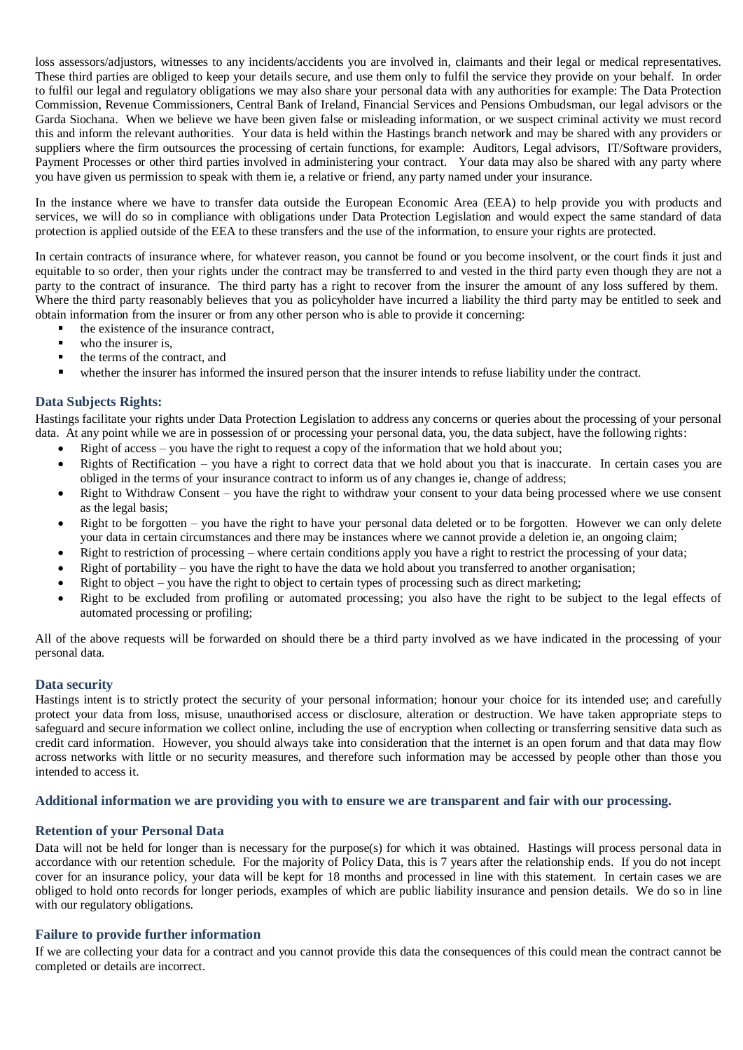loss assessors/adjustors, witnesses to any incidents/accidents you are involved in, claimants and their legal or medical representatives. These third parties are obliged to keep your details secure, and use them only to fulfil the service they provide on your behalf. In order to fulfil our legal and regulatory obligations we may also share your personal data with any authorities for example: The Data Protection Commission, Revenue Commissioners, Central Bank of Ireland, Financial Services and Pensions Ombudsman, our legal advisors or the Garda Siochana. When we believe we have been given false or misleading information, or we suspect criminal activity we must record this and inform the relevant authorities. Your data is held within the Hastings branch network and may be shared with any providers or suppliers where the firm outsources the processing of certain functions, for example: Auditors, Legal advisors, IT/Software providers, Payment Processes or other third parties involved in administering your contract. Your data may also be shared with any party where you have given us permission to speak with them ie, a relative or friend, any party named under your insurance.

In the instance where we have to transfer data outside the European Economic Area (EEA) to help provide you with products and services, we will do so in compliance with obligations under Data Protection Legislation and would expect the same standard of data protection is applied outside of the EEA to these transfers and the use of the information, to ensure your rights are protected.

In certain contracts of insurance where, for whatever reason, you cannot be found or you become insolvent, or the court finds it just and equitable to so order, then your rights under the contract may be transferred to and vested in the third party even though they are not a party to the contract of insurance. The third party has a right to recover from the insurer the amount of any loss suffered by them. Where the third party reasonably believes that you as policyholder have incurred a liability the third party may be entitled to seek and obtain information from the insurer or from any other person who is able to provide it concerning:

- the existence of the insurance contract,
- who the insurer is,
- the terms of the contract, and
- whether the insurer has informed the insured person that the insurer intends to refuse liability under the contract.

### Data Subjects Rights:

Hastings facilitate your rights under Data Protection Legislation to address any concerns or queries about the processing of your personal data. At any point while we are in possession of or processing your personal data, you, the data subject, have the following rights:

- Right of access – you have the right to request a copy of the information that we hold about you;
- Rights of Rectification – you have a right to correct data that we hold about you that is inaccurate. In certain cases you are obliged in the terms of your insurance contract to inform us of any changes ie, change of address;
- Right to Withdraw Consent – you have the right to withdraw your consent to your data being processed where we use consent as the legal basis;
- Right to be forgotten – you have the right to have your personal data deleted or to be forgotten. However we can only delete your data in certain circumstances and there may be instances where we cannot provide a deletion ie, an ongoing claim;
- Right to restriction of processing – where certain conditions apply you have a right to restrict the processing of your data;
- Right of portability – you have the right to have the data we hold about you transferred to another organisation;
- Right to object – you have the right to object to certain types of processing such as direct marketing;
- Right to be excluded from profiling or automated processing; you also have the right to be subject to the legal effects of automated processing or profiling;

All of the above requests will be forwarded on should there be a third party involved as we have indicated in the processing of your personal data.

### Data security

Hastings intent is to strictly protect the security of your personal information; honour your choice for its intended use; and carefully protect your data from loss, misuse, unauthorised access or disclosure, alteration or destruction. We have taken appropriate steps to safeguard and secure information we collect online, including the use of encryption when collecting or transferring sensitive data such as credit card information. However, you should always take into consideration that the internet is an open forum and that data may flow across networks with little or no security measures, and therefore such information may be accessed by people other than those you intended to access it.

### Additional information we are providing you with to ensure we are transparent and fair with our processing.

### Retention of your Personal Data

Data will not be held for longer than is necessary for the purpose(s) for which it was obtained. Hastings will process personal data in accordance with our retention schedule. For the majority of Policy Data, this is 7 years after the relationship ends. If you do not incept cover for an insurance policy, your data will be kept for 18 months and processed in line with this statement. In certain cases we are obliged to hold onto records for longer periods, examples of which are public liability insurance and pension details. We do so in line with our regulatory obligations.

### Failure to provide further information

If we are collecting your data for a contract and you cannot provide this data the consequences of this could mean the contract cannot be completed or details are incorrect.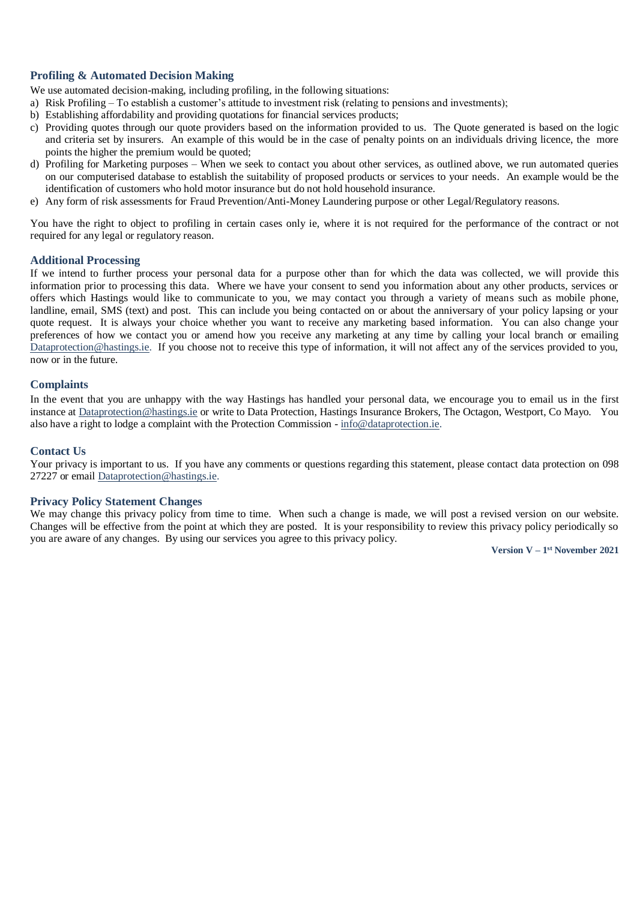## Profiling & Automated Decision Making

We use automated decision-making, including profiling, in the following situations:

a) Risk Profiling – To establish a customer's attitude to investment risk (relating to pensions and investments);
b) Establishing affordability and providing quotations for financial services products;
c) Providing quotes through our quote providers based on the information provided to us. The Quote generated is based on the logic and criteria set by insurers. An example of this would be in the case of penalty points on an individuals driving licence, the more points the higher the premium would be quoted;
d) Profiling for Marketing purposes – When we seek to contact you about other services, as outlined above, we run automated queries on our computerised database to establish the suitability of proposed products or services to your needs. An example would be the identification of customers who hold motor insurance but do not hold household insurance.
e) Any form of risk assessments for Fraud Prevention/Anti-Money Laundering purpose or other Legal/Regulatory reasons.

You have the right to object to profiling in certain cases only ie, where it is not required for the performance of the contract or not required for any legal or regulatory reason.

## Additional Processing

If we intend to further process your personal data for a purpose other than for which the data was collected, we will provide this information prior to processing this data. Where we have your consent to send you information about any other products, services or offers which Hastings would like to communicate to you, we may contact you through a variety of means such as mobile phone, landline, email, SMS (text) and post. This can include you being contacted on or about the anniversary of your policy lapsing or your quote request. It is always your choice whether you want to receive any marketing based information. You can also change your preferences of how we contact you or amend how you receive any marketing at any time by calling your local branch or emailing Dataprotection@hastings.ie. If you choose not to receive this type of information, it will not affect any of the services provided to you, now or in the future.

## Complaints

In the event that you are unhappy with the way Hastings has handled your personal data, we encourage you to email us in the first instance at Dataprotection@hastings.ie or write to Data Protection, Hastings Insurance Brokers, The Octagon, Westport, Co Mayo. You also have a right to lodge a complaint with the Protection Commission - info@dataprotection.ie.

## Contact Us

Your privacy is important to us. If you have any comments or questions regarding this statement, please contact data protection on 098 27227 or email Dataprotection@hastings.ie.

## Privacy Policy Statement Changes

We may change this privacy policy from time to time. When such a change is made, we will post a revised version on our website. Changes will be effective from the point at which they are posted. It is your responsibility to review this privacy policy periodically so you are aware of any changes. By using our services you agree to this privacy policy.

**Version V – 1st November 2021**